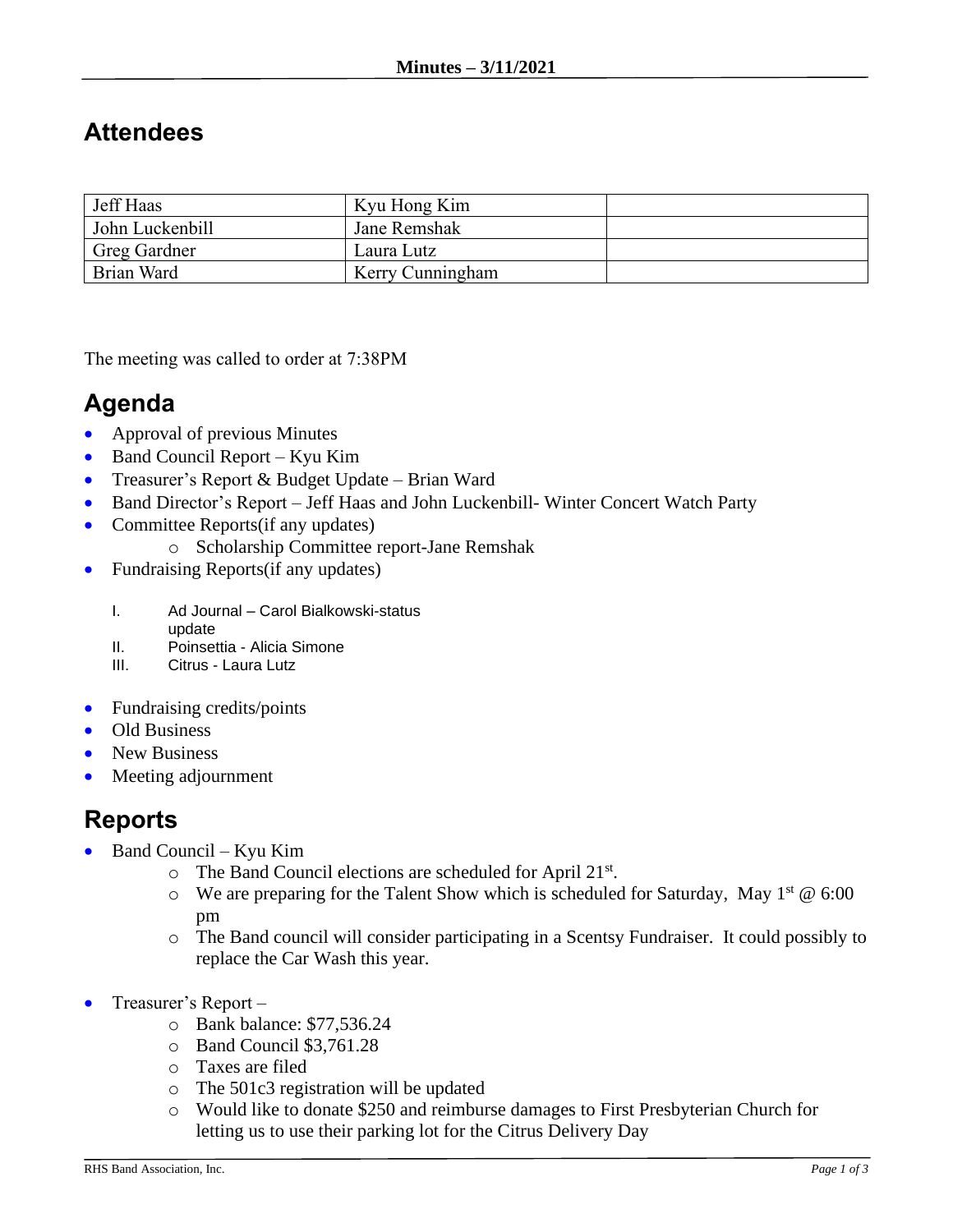**Minutes – 3/11/2021**

## Attendees

| Jeff Haas | Kyu Hong Kim | |
|---|---|---|
| John Luckenbill | Jane Remshak | |
| Greg Gardner | Laura Lutz | |
| Brian Ward | Kerry Cunningham | |

The meeting was called to order at 7:38PM

## Agenda

- Approval of previous Minutes
- Band Council Report – Kyu Kim
- Treasurer's Report & Budget Update – Brian Ward
- Band Director's Report – Jeff Haas and John Luckenbill- Winter Concert Watch Party
- Committee Reports(if any updates)
    - Scholarship Committee report-Jane Remshak
- Fundraising Reports(if any updates)

    I. Ad Journal – Carol Bialkowski-status update
    II. Poinsettia - Alicia Simone
    III. Citrus - Laura Lutz

- Fundraising credits/points
- Old Business
- New Business
- Meeting adjournment

## Reports

- Band Council – Kyu Kim
    - The Band Council elections are scheduled for April 21st.
    - We are preparing for the Talent Show which is scheduled for Saturday, May 1st @ 6:00 pm
    - The Band council will consider participating in a Scentsy Fundraiser. It could possibly to replace the Car Wash this year.

- Treasurer's Report –
    - Bank balance: $77,536.24
    - Band Council $3,761.28
    - Taxes are filed
    - The 501c3 registration will be updated
    - Would like to donate $250 and reimburse damages to First Presbyterian Church for letting us to use their parking lot for the Citrus Delivery Day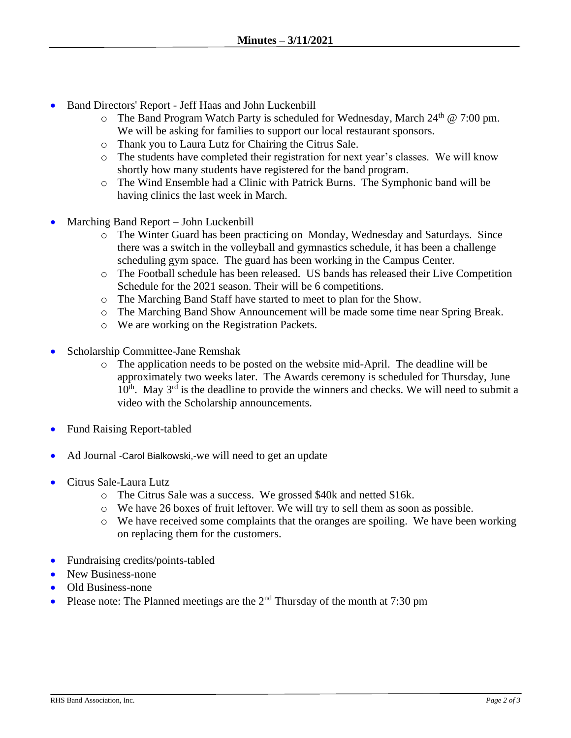## Minutes – 3/11/2021

- Band Directors' Report - Jeff Haas and John Luckenbill
  - The Band Program Watch Party is scheduled for Wednesday, March 24th @ 7:00 pm. We will be asking for families to support our local restaurant sponsors.
  - Thank you to Laura Lutz for Chairing the Citrus Sale.
  - The students have completed their registration for next year's classes. We will know shortly how many students have registered for the band program.
  - The Wind Ensemble had a Clinic with Patrick Burns. The Symphonic band will be having clinics the last week in March.

- Marching Band Report – John Luckenbill
  - The Winter Guard has been practicing on Monday, Wednesday and Saturdays. Since there was a switch in the volleyball and gymnastics schedule, it has been a challenge scheduling gym space. The guard has been working in the Campus Center.
  - The Football schedule has been released. US bands has released their Live Competition Schedule for the 2021 season. Their will be 6 competitions.
  - The Marching Band Staff have started to meet to plan for the Show.
  - The Marching Band Show Announcement will be made some time near Spring Break.
  - We are working on the Registration Packets.

- Scholarship Committee-Jane Remshak
  - The application needs to be posted on the website mid-April. The deadline will be approximately two weeks later. The Awards ceremony is scheduled for Thursday, June 10th. May 3rd is the deadline to provide the winners and checks. We will need to submit a video with the Scholarship announcements.

- Fund Raising Report-tabled

- Ad Journal -Carol Bialkowski,-we will need to get an update

- Citrus Sale-Laura Lutz
  - The Citrus Sale was a success. We grossed $40k and netted $16k.
  - We have 26 boxes of fruit leftover. We will try to sell them as soon as possible.
  - We have received some complaints that the oranges are spoiling. We have been working on replacing them for the customers.

- Fundraising credits/points-tabled
- New Business-none
- Old Business-none
- Please note: The Planned meetings are the 2nd Thursday of the month at 7:30 pm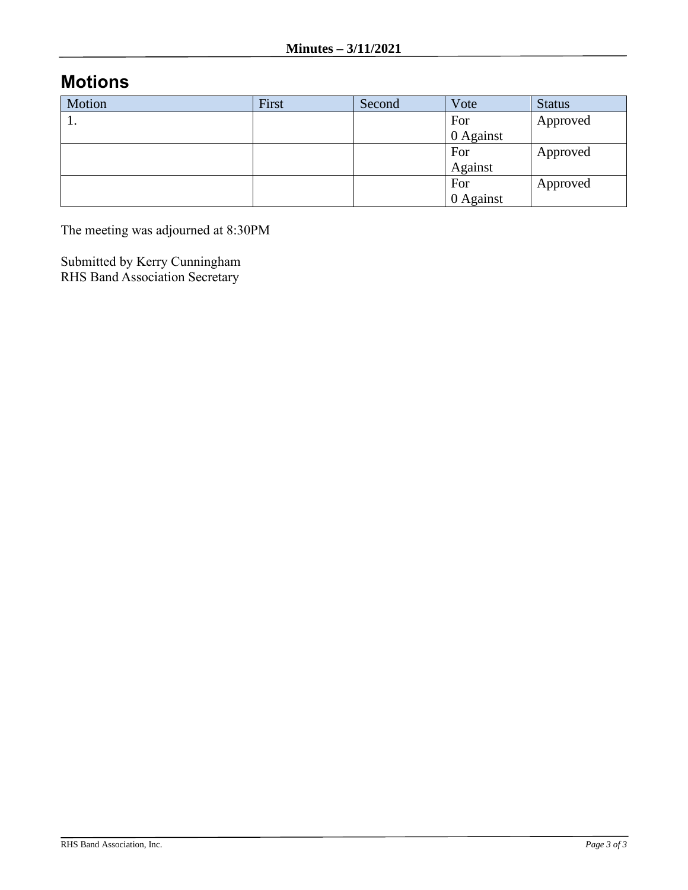## Motions

| Motion | First | Second | Vote | Status |
|---|---|---|---|---|
| 1. | | | For<br>0 Against | Approved |
| | | | For<br>Against | Approved |
| | | | For<br>0 Against | Approved |

The meeting was adjourned at 8:30PM

Submitted by Kerry Cunningham
RHS Band Association Secretary